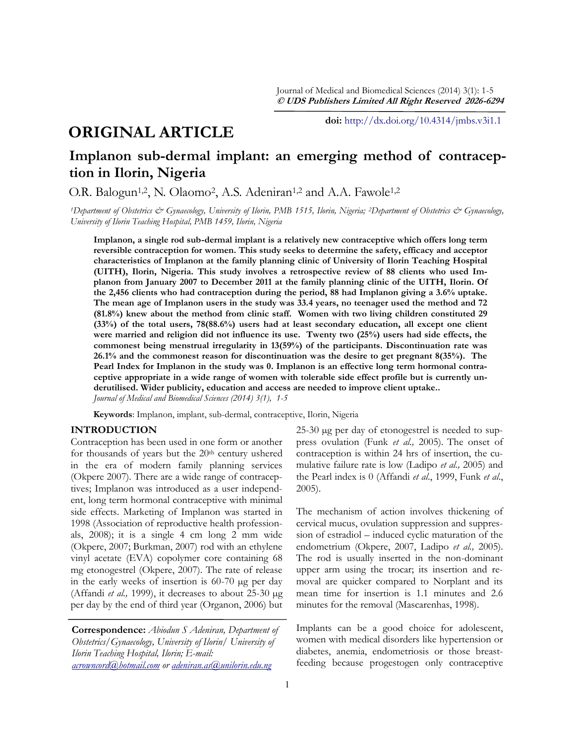**doi:** http://dx.doi.org/10.4314/jmbs.v3i1.1

# ORIGINAL ARTICLE

## Implanon sub-dermal implant: an emerging method of contraception in Ilorin, Nigeria

O.R. Balogun[1,2], N. Olaomo[2], A.S. Adeniran[1,2] and A.A. Fawole[1,2]

*[1]Department of Obstetrics & Gynaecology, University of Ilorin, PMB 1515, Ilorin, Nigeria; [2]Department of Obstetrics & Gynaecology, University of Ilorin Teaching Hospital, PMB 1459, Ilorin, Nigeria*

**Implanon, a single rod sub-dermal implant is a relatively new contraceptive which offers long term reversible contraception for women. This study seeks to determine the safety, efficacy and acceptor characteristics of Implanon at the family planning clinic of University of Ilorin Teaching Hospital (UITH), Ilorin, Nigeria. This study involves a retrospective review of 88 clients who used Implanon from January 2007 to December 2011 at the family planning clinic of the UITH, Ilorin. Of the 2,456 clients who had contraception during the period, 88 had Implanon giving a 3.6% uptake. The mean age of Implanon users in the study was 33.4 years, no teenager used the method and 72 (81.8%) knew about the method from clinic staff. Women with two living children constituted 29 (33%) of the total users, 78(88.6%) users had at least secondary education, all except one client were married and religion did not influence its use. Twenty two (25%) users had side effects, the commonest being menstrual irregularity in 13(59%) of the participants. Discontinuation rate was 26.1% and the commonest reason for discontinuation was the desire to get pregnant 8(35%). The Pearl Index for Implanon in the study was 0. Implanon is an effective long term hormonal contraceptive appropriate in a wide range of women with tolerable side effect profile but is currently underutilised. Wider publicity, education and access are needed to improve client uptake..**

*Journal of Medical and Biomedical Sciences (2014) 3(1), 1-5*

**Keywords**: Implanon, implant, sub-dermal, contraceptive, Ilorin, Nigeria

## INTRODUCTION

Contraception has been used in one form or another for thousands of years but the 20th century ushered in the era of modern family planning services (Okpere 2007). There are a wide range of contraceptives; Implanon was introduced as a user independent, long term hormonal contraceptive with minimal side effects. Marketing of Implanon was started in 1998 (Association of reproductive health professionals, 2008); it is a single 4 cm long 2 mm wide (Okpere, 2007; Burkman, 2007) rod with an ethylene vinyl acetate (EVA) copolymer core containing 68 mg etonogestrel (Okpere, 2007). The rate of release in the early weeks of insertion is 60-70 μg per day (Affandi *et al.,* 1999), it decreases to about 25-30 μg per day by the end of third year (Organon, 2006) but 25-30 μg per day of etonogestrel is needed to suppress ovulation (Funk *et al.,* 2005). The onset of contraception is within 24 hrs of insertion, the cumulative failure rate is low (Ladipo *et al.,* 2005) and the Pearl index is 0 (Affandi *et al*., 1999, Funk *et al*., 2005).

The mechanism of action involves thickening of cervical mucus, ovulation suppression and suppression of estradiol – induced cyclic maturation of the endometrium (Okpere, 2007, Ladipo *et al.,* 2005). The rod is usually inserted in the non-dominant upper arm using the trocar; its insertion and removal are quicker compared to Norplant and its mean time for insertion is 1.1 minutes and 2.6 minutes for the removal (Mascarenhas, 1998).

Implants can be a good choice for adolescent, women with medical disorders like hypertension or diabetes, anemia, endometriosis or those breastfeeding because progestogen only contraceptive

**Correspondence:** *Abiodun S Adeniran, Department of Obstetrics/Gynaecology, University of Ilorin/ University of Ilorin Teaching Hospital, Ilorin; E-mail: acrowncord@hotmail.com or adeniran.as@unilorin.edu.ng*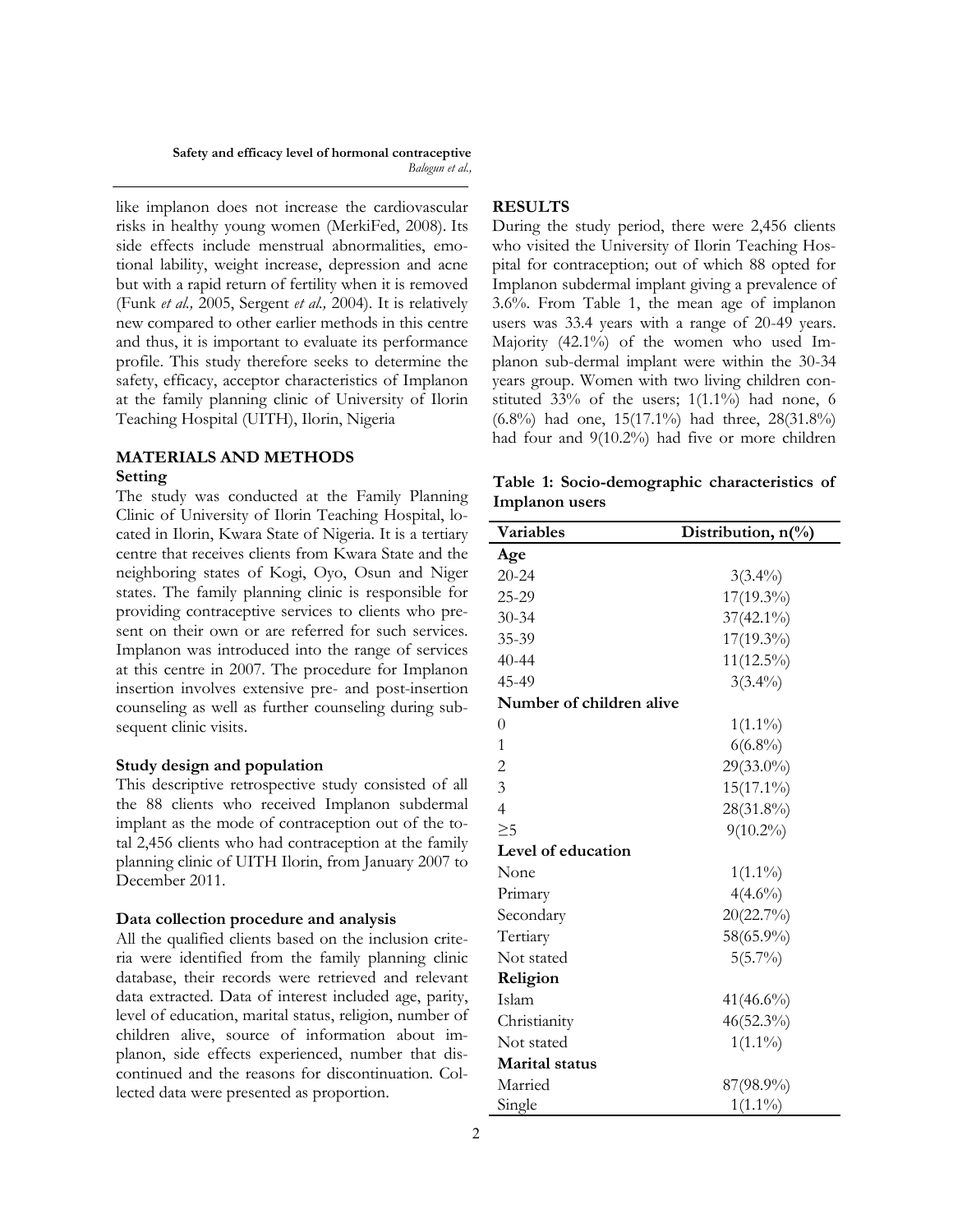like implanon does not increase the cardiovascular risks in healthy young women (MerkiFed, 2008). Its side effects include menstrual abnormalities, emotional lability, weight increase, depression and acne but with a rapid return of fertility when it is removed (Funk *et al.,* 2005, Sergent *et al.,* 2004). It is relatively new compared to other earlier methods in this centre and thus, it is important to evaluate its performance profile. This study therefore seeks to determine the safety, efficacy, acceptor characteristics of Implanon at the family planning clinic of University of Ilorin Teaching Hospital (UITH), Ilorin, Nigeria

## MATERIALS AND METHODS

### Setting

The study was conducted at the Family Planning Clinic of University of Ilorin Teaching Hospital, located in Ilorin, Kwara State of Nigeria. It is a tertiary centre that receives clients from Kwara State and the neighboring states of Kogi, Oyo, Osun and Niger states. The family planning clinic is responsible for providing contraceptive services to clients who present on their own or are referred for such services. Implanon was introduced into the range of services at this centre in 2007. The procedure for Implanon insertion involves extensive pre- and post-insertion counseling as well as further counseling during subsequent clinic visits.

### Study design and population

This descriptive retrospective study consisted of all the 88 clients who received Implanon subdermal implant as the mode of contraception out of the total 2,456 clients who had contraception at the family planning clinic of UITH Ilorin, from January 2007 to December 2011.

### Data collection procedure and analysis

All the qualified clients based on the inclusion criteria were identified from the family planning clinic database, their records were retrieved and relevant data extracted. Data of interest included age, parity, level of education, marital status, religion, number of children alive, source of information about implanon, side effects experienced, number that discontinued and the reasons for discontinuation. Collected data were presented as proportion.

## RESULTS

During the study period, there were 2,456 clients who visited the University of Ilorin Teaching Hospital for contraception; out of which 88 opted for Implanon subdermal implant giving a prevalence of 3.6%. From Table 1, the mean age of implanon users was 33.4 years with a range of 20-49 years. Majority (42.1%) of the women who used Implanon sub-dermal implant were within the 30-34 years group. Women with two living children constituted 33% of the users; 1(1.1%) had none, 6 (6.8%) had one, 15(17.1%) had three, 28(31.8%) had four and 9(10.2%) had five or more children

**Table 1: Socio-demographic characteristics of Implanon users**

| Variables | Distribution, n(%) |
|---|---|
| **Age** | |
| 20-24 | 3(3.4%) |
| 25-29 | 17(19.3%) |
| 30-34 | 37(42.1%) |
| 35-39 | 17(19.3%) |
| 40-44 | 11(12.5%) |
| 45-49 | 3(3.4%) |
| **Number of children alive** | |
| 0 | 1(1.1%) |
| 1 | 6(6.8%) |
| 2 | 29(33.0%) |
| 3 | 15(17.1%) |
| 4 | 28(31.8%) |
| ≥5 | 9(10.2%) |
| **Level of education** | |
| None | 1(1.1%) |
| Primary | 4(4.6%) |
| Secondary | 20(22.7%) |
| Tertiary | 58(65.9%) |
| Not stated | 5(5.7%) |
| **Religion** | |
| Islam | 41(46.6%) |
| Christianity | 46(52.3%) |
| Not stated | 1(1.1%) |
| **Marital status** | |
| Married | 87(98.9%) |
| Single | 1(1.1%) |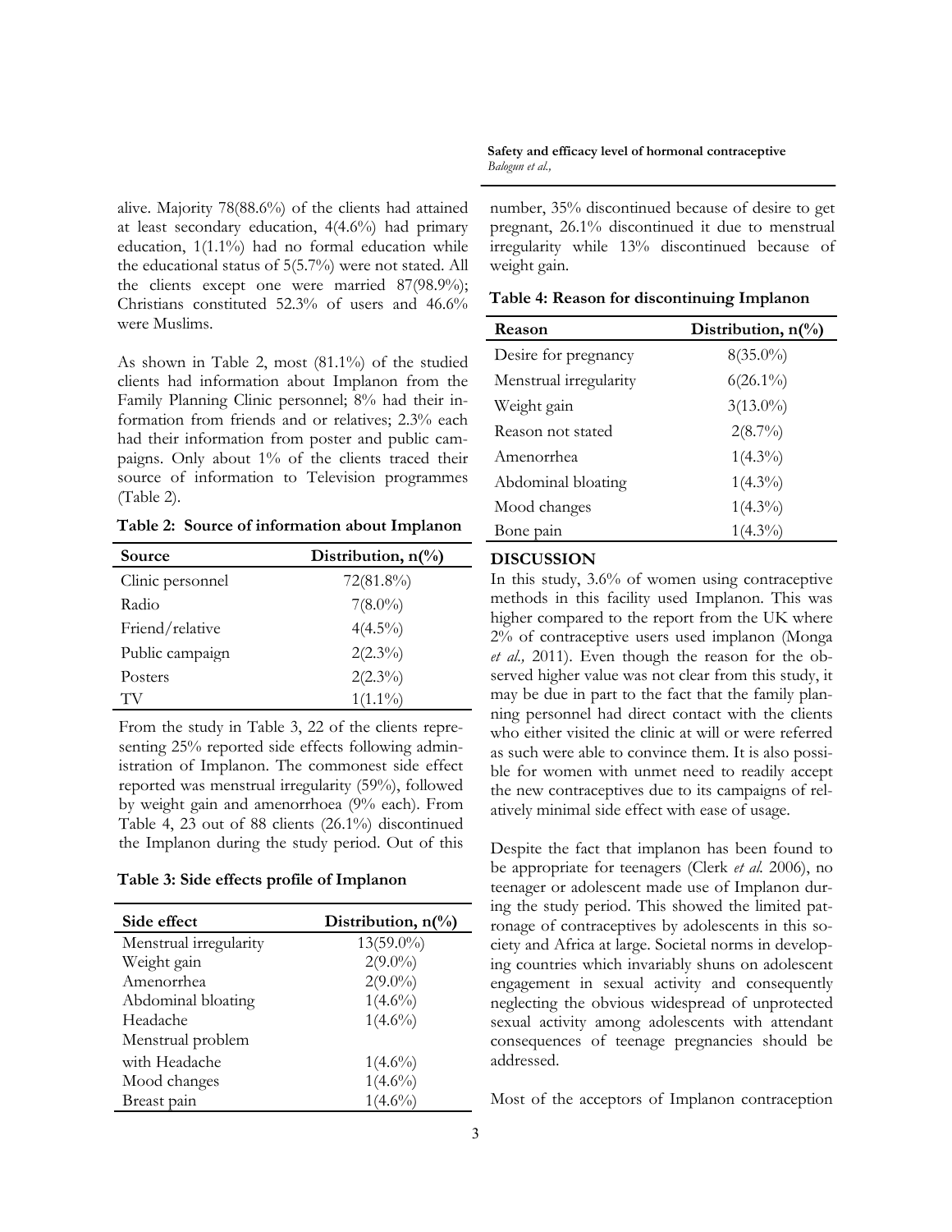alive. Majority 78(88.6%) of the clients had attained at least secondary education, 4(4.6%) had primary education, 1(1.1%) had no formal education while the educational status of 5(5.7%) were not stated. All the clients except one were married 87(98.9%); Christians constituted 52.3% of users and 46.6% were Muslims.

As shown in Table 2, most (81.1%) of the studied clients had information about Implanon from the Family Planning Clinic personnel; 8% had their information from friends and or relatives; 2.3% each had their information from poster and public campaigns. Only about 1% of the clients traced their source of information to Television programmes (Table 2).

**Table 2: Source of information about Implanon**

| Source | Distribution, n(%) |
|---|---|
| Clinic personnel | 72(81.8%) |
| Radio | 7(8.0%) |
| Friend/relative | 4(4.5%) |
| Public campaign | 2(2.3%) |
| Posters | 2(2.3%) |
| TV | 1(1.1%) |

From the study in Table 3, 22 of the clients representing 25% reported side effects following administration of Implanon. The commonest side effect reported was menstrual irregularity (59%), followed by weight gain and amenorrhoea (9% each). From Table 4, 23 out of 88 clients (26.1%) discontinued the Implanon during the study period. Out of this number, 35% discontinued because of desire to get pregnant, 26.1% discontinued it due to menstrual irregularity while 13% discontinued because of weight gain.

**Table 3: Side effects profile of Implanon**

| Side effect | Distribution, n(%) |
|---|---|
| Menstrual irregularity | 13(59.0%) |
| Weight gain | 2(9.0%) |
| Amenorrhea | 2(9.0%) |
| Abdominal bloating | 1(4.6%) |
| Headache | 1(4.6%) |
| Menstrual problem with Headache | 1(4.6%) |
| Mood changes | 1(4.6%) |
| Breast pain | 1(4.6%) |

**Table 4: Reason for discontinuing Implanon**

| Reason | Distribution, n(%) |
|---|---|
| Desire for pregnancy | 8(35.0%) |
| Menstrual irregularity | 6(26.1%) |
| Weight gain | 3(13.0%) |
| Reason not stated | 2(8.7%) |
| Amenorrhea | 1(4.3%) |
| Abdominal bloating | 1(4.3%) |
| Mood changes | 1(4.3%) |
| Bone pain | 1(4.3%) |

## DISCUSSION

In this study, 3.6% of women using contraceptive methods in this facility used Implanon. This was higher compared to the report from the UK where 2% of contraceptive users used implanon (Monga *et al.,* 2011). Even though the reason for the observed higher value was not clear from this study, it may be due in part to the fact that the family planning personnel had direct contact with the clients who either visited the clinic at will or were referred as such were able to convince them. It is also possible for women with unmet need to readily accept the new contraceptives due to its campaigns of relatively minimal side effect with ease of usage.

Despite the fact that implanon has been found to be appropriate for teenagers (Clerk *et al.* 2006), no teenager or adolescent made use of Implanon during the study period. This showed the limited patronage of contraceptives by adolescents in this society and Africa at large. Societal norms in developing countries which invariably shuns on adolescent engagement in sexual activity and consequently neglecting the obvious widespread of unprotected sexual activity among adolescents with attendant consequences of teenage pregnancies should be addressed.

Most of the acceptors of Implanon contraception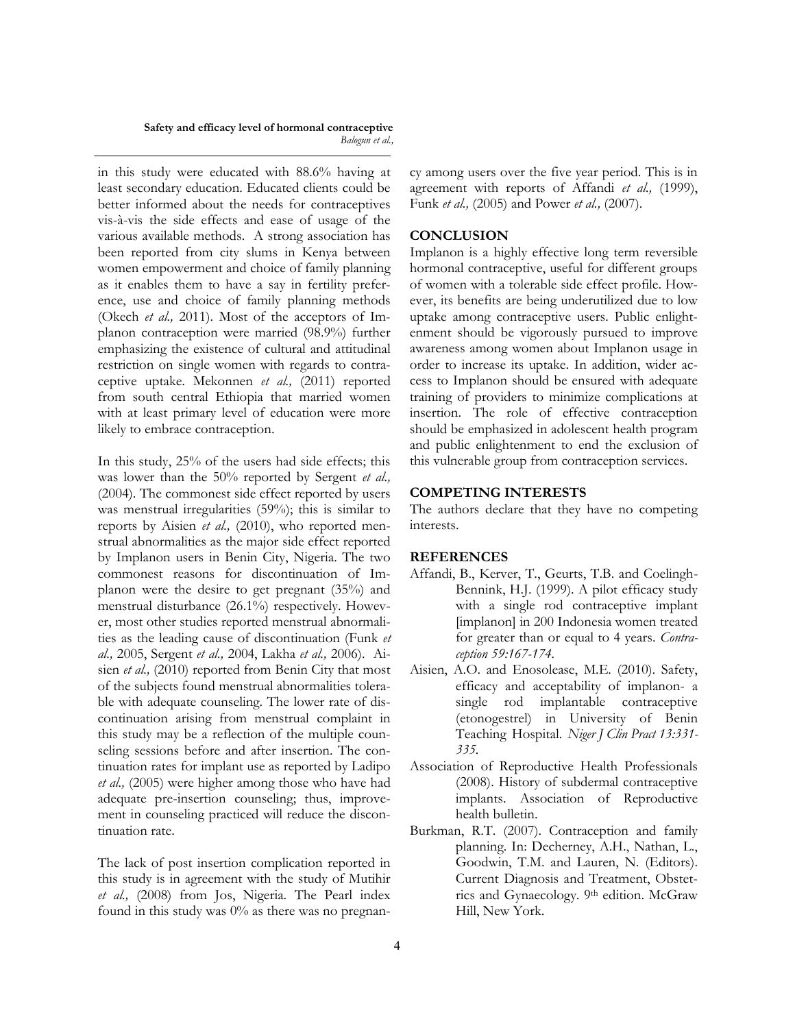in this study were educated with 88.6% having at least secondary education. Educated clients could be better informed about the needs for contraceptives vis-à-vis the side effects and ease of usage of the various available methods. A strong association has been reported from city slums in Kenya between women empowerment and choice of family planning as it enables them to have a say in fertility preference, use and choice of family planning methods (Okech *et al.,* 2011). Most of the acceptors of Implanon contraception were married (98.9%) further emphasizing the existence of cultural and attitudinal restriction on single women with regards to contraceptive uptake. Mekonnen *et al.,* (2011) reported from south central Ethiopia that married women with at least primary level of education were more likely to embrace contraception.

In this study, 25% of the users had side effects; this was lower than the 50% reported by Sergent *et al.,* (2004). The commonest side effect reported by users was menstrual irregularities (59%); this is similar to reports by Aisien *et al.,* (2010), who reported menstrual abnormalities as the major side effect reported by Implanon users in Benin City, Nigeria. The two commonest reasons for discontinuation of Implanon were the desire to get pregnant (35%) and menstrual disturbance (26.1%) respectively. However, most other studies reported menstrual abnormalities as the leading cause of discontinuation (Funk *et al.,* 2005, Sergent *et al.,* 2004, Lakha *et al.,* 2006). Aisien *et al.,* (2010) reported from Benin City that most of the subjects found menstrual abnormalities tolerable with adequate counseling. The lower rate of discontinuation arising from menstrual complaint in this study may be a reflection of the multiple counseling sessions before and after insertion. The continuation rates for implant use as reported by Ladipo *et al.,* (2005) were higher among those who have had adequate pre-insertion counseling; thus, improvement in counseling practiced will reduce the discontinuation rate.

The lack of post insertion complication reported in this study is in agreement with the study of Mutihir *et al.,* (2008) from Jos, Nigeria. The Pearl index found in this study was 0% as there was no pregnancy among users over the five year period. This is in agreement with reports of Affandi *et al.,* (1999), Funk *et al.,* (2005) and Power *et al.,* (2007).

## CONCLUSION

Implanon is a highly effective long term reversible hormonal contraceptive, useful for different groups of women with a tolerable side effect profile. However, its benefits are being underutilized due to low uptake among contraceptive users. Public enlightenment should be vigorously pursued to improve awareness among women about Implanon usage in order to increase its uptake. In addition, wider access to Implanon should be ensured with adequate training of providers to minimize complications at insertion. The role of effective contraception should be emphasized in adolescent health program and public enlightenment to end the exclusion of this vulnerable group from contraception services.

## COMPETING INTERESTS

The authors declare that they have no competing interests.

## REFERENCES

Affandi, B., Kerver, T., Geurts, T.B. and Coelingh-Bennink, H.J. (1999). A pilot efficacy study with a single rod contraceptive implant [implanon] in 200 Indonesia women treated for greater than or equal to 4 years. *Contraception 59:167-174.*

Aisien, A.O. and Enosolease, M.E. (2010). Safety, efficacy and acceptability of implanon- a single rod implantable contraceptive (etonogestrel) in University of Benin Teaching Hospital. *Niger J Clin Pract 13:331-335.*

Association of Reproductive Health Professionals (2008). History of subdermal contraceptive implants. Association of Reproductive health bulletin.

Burkman, R.T. (2007). Contraception and family planning. In: Decherney, A.H., Nathan, L., Goodwin, T.M. and Lauren, N. (Editors). Current Diagnosis and Treatment, Obstetrics and Gynaecology. 9th edition. McGraw Hill, New York.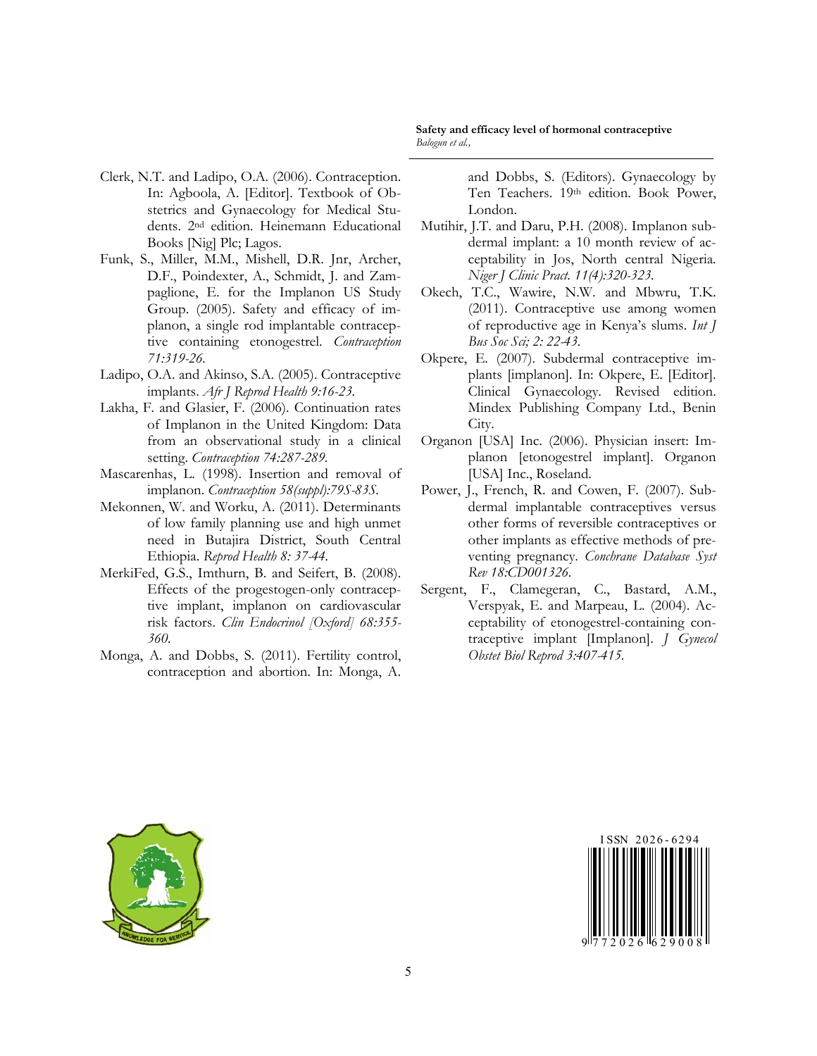Clerk, N.T. and Ladipo, O.A. (2006). Contraception. In: Agboola, A. [Editor]. Textbook of Obstetrics and Gynaecology for Medical Students. 2nd edition. Heinemann Educational Books [Nig] Plc; Lagos.

Funk, S., Miller, M.M., Mishell, D.R. Jnr, Archer, D.F., Poindexter, A., Schmidt, J. and Zampaglione, E. for the Implanon US Study Group. (2005). Safety and efficacy of implanon, a single rod implantable contraceptive containing etonogestrel. *Contraception 71:319-26.*

Ladipo, O.A. and Akinso, S.A. (2005). Contraceptive implants. *Afr J Reprod Health 9:16-23.*

Lakha, F. and Glasier, F. (2006). Continuation rates of Implanon in the United Kingdom: Data from an observational study in a clinical setting. *Contraception 74:287-289.*

Mascarenhas, L. (1998). Insertion and removal of implanon. *Contraception 58(suppl):79S-83S.*

Mekonnen, W. and Worku, A. (2011). Determinants of low family planning use and high unmet need in Butajira District, South Central Ethiopia. *Reprod Health 8: 37-44.*

MerkiFed, G.S., Imthurn, B. and Seifert, B. (2008). Effects of the progestogen-only contraceptive implant, implanon on cardiovascular risk factors. *Clin Endocrinol [Oxford] 68:355-360.*

Monga, A. and Dobbs, S. (2011). Fertility control, contraception and abortion. In: Monga, A. and Dobbs, S. (Editors). Gynaecology by Ten Teachers. 19th edition. Book Power, London.

Mutihir, J.T. and Daru, P.H. (2008). Implanon subdermal implant: a 10 month review of acceptability in Jos, North central Nigeria. *Niger J Clinic Pract. 11(4):320-323.*

Okech, T.C., Wawire, N.W. and Mbwru, T.K. (2011). Contraceptive use among women of reproductive age in Kenya's slums. *Int J Bus Soc Sci; 2: 22-43.*

Okpere, E. (2007). Subdermal contraceptive implants [implanon]. In: Okpere, E. [Editor]. Clinical Gynaecology. Revised edition. Mindex Publishing Company Ltd., Benin City.

Organon [USA] Inc. (2006). Physician insert: Implanon [etonogestrel implant]. Organon [USA] Inc., Roseland.

Power, J., French, R. and Cowen, F. (2007). Subdermal implantable contraceptives versus other forms of reversible contraceptives or other implants as effective methods of preventing pregnancy. *Conchrane Database Syst Rev 18:CD001326.*

Sergent, F., Clamegeran, C., Bastard, A.M., Verspyak, E. and Marpeau, L. (2004). Acceptability of etonogestrel-containing contraceptive implant [Implanon]. *J Gynecol Obstet Biol Reprod 3:407-415.*

ISSN 2026-6294

9 772026 629008